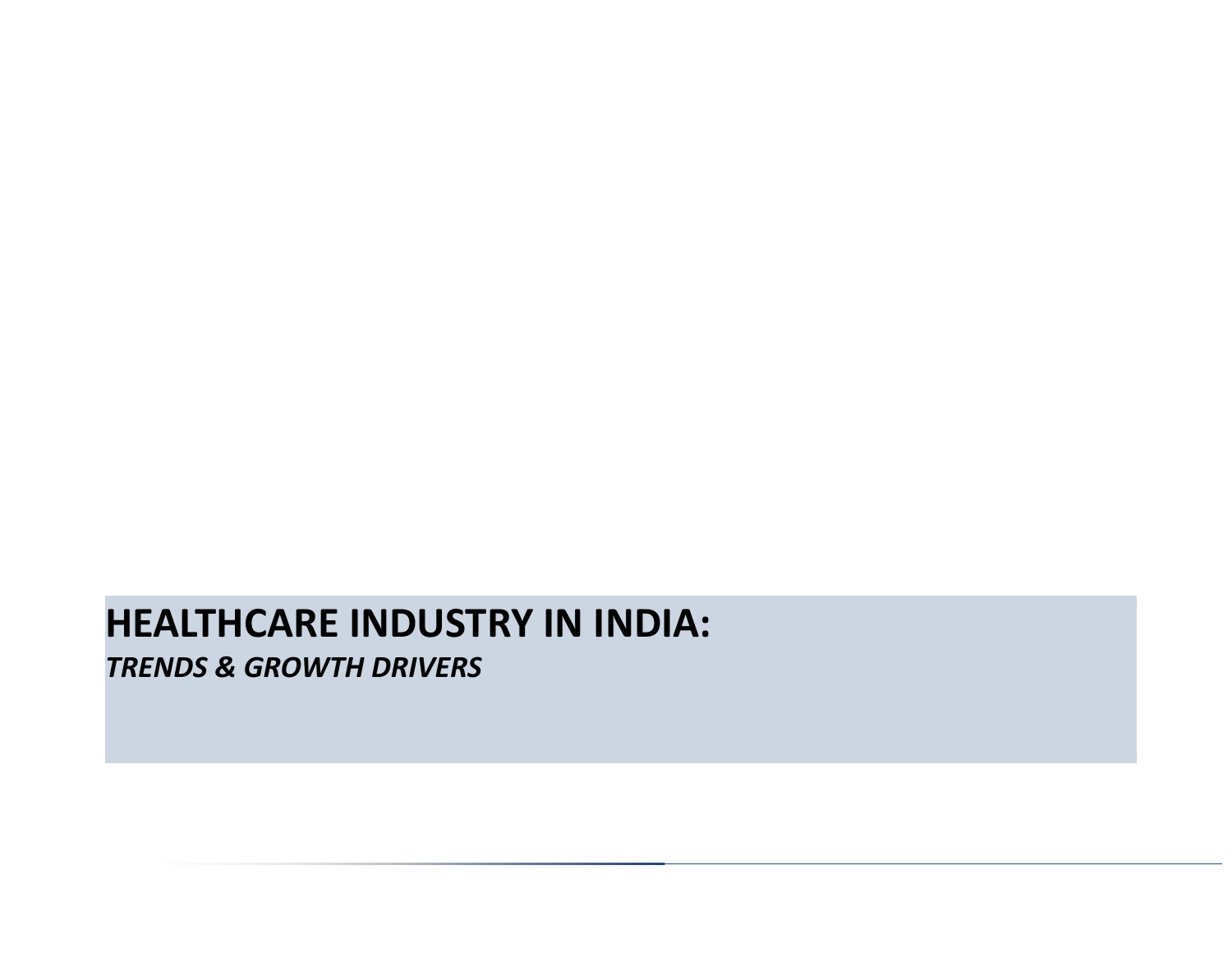# HEALTHCARE INDUSTRY IN INDIA:

***TRENDS & GROWTH DRIVERS***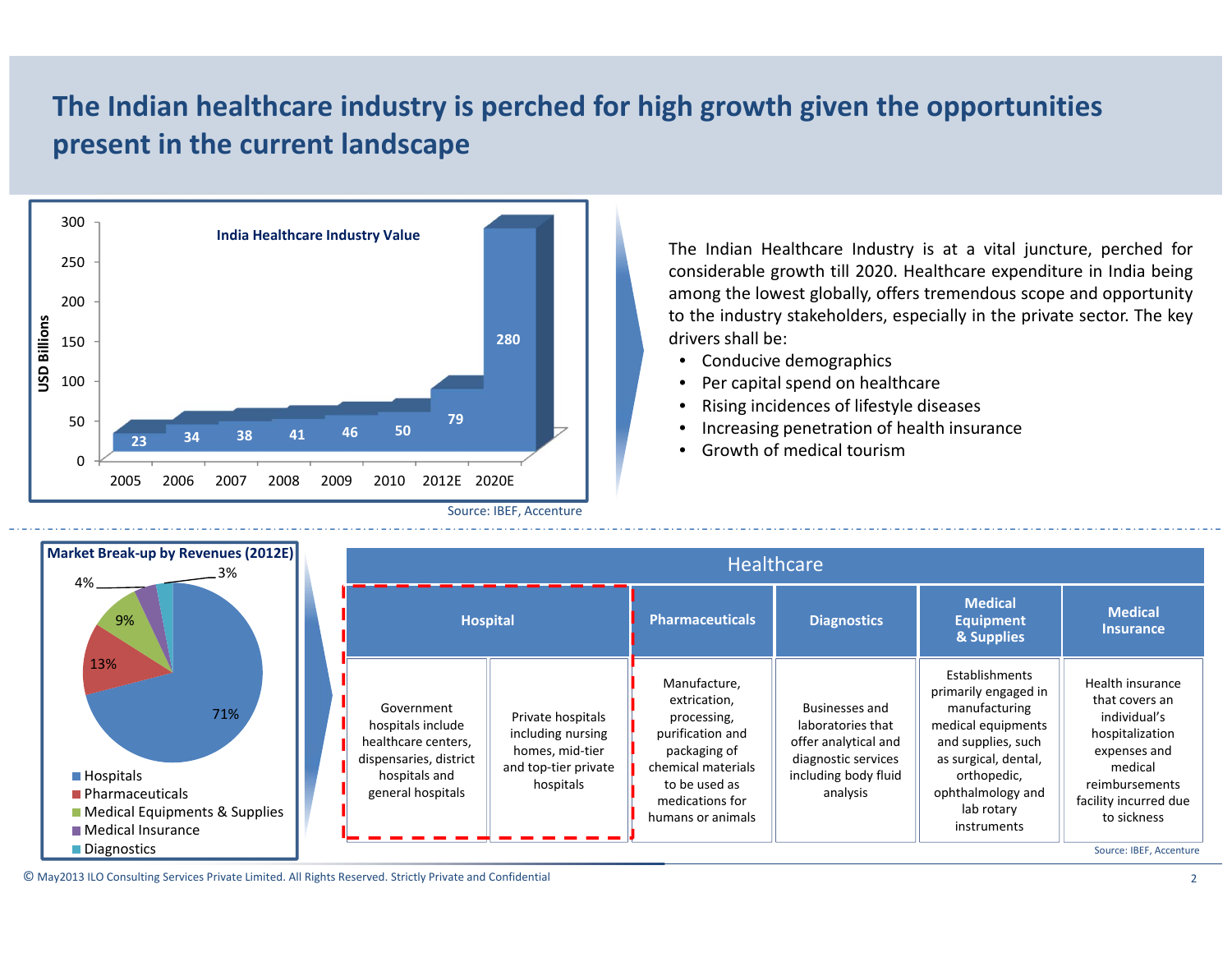# The Indian healthcare industry is perched for high growth given the opportunities present in the current landscape

**India Healthcare Industry Value**

| Year | USD Billions |
|---|---|
| 2005 | 23 |
| 2006 | 34 |
| 2007 | 38 |
| 2008 | 41 |
| 2009 | 46 |
| 2010 | 50 |
| 2012E | 79 |
| 2020E | 280 |

Source: IBEF, Accenture

The Indian Healthcare Industry is at a vital juncture, perched for considerable growth till 2020. Healthcare expenditure in India being among the lowest globally, offers tremendous scope and opportunity to the industry stakeholders, especially in the private sector. The key drivers shall be:

- Conducive demographics
- Per capital spend on healthcare
- Rising incidences of lifestyle diseases
- Increasing penetration of health insurance
- Growth of medical tourism

**Market Break-up by Revenues (2012E)**

| Segment | Share |
|---|---|
| Hospitals | 71% |
| Pharmaceuticals | 13% |
| Medical Equipments & Supplies | 9% |
| Medical Insurance | 4% |
| Diagnostics | 3% |

**Healthcare**

| Hospital | | Pharmaceuticals | Diagnostics | Medical Equipment & Supplies | Medical Insurance |
|---|---|---|---|---|---|
| Government hospitals include healthcare centers, dispensaries, district hospitals and general hospitals | Private hospitals including nursing homes, mid-tier and top-tier private hospitals | Manufacture, extrication, processing, purification and packaging of chemical materials to be used as medications for humans or animals | Businesses and laboratories that offer analytical and diagnostic services including body fluid analysis | Establishments primarily engaged in manufacturing medical equipments and supplies, such as surgical, dental, orthopedic, ophthalmology and lab rotary instruments | Health insurance that covers an individual's hospitalization expenses and medical reimbursements facility incurred due to sickness |

Source: IBEF, Accenture

© May2013 ILO Consulting Services Private Limited. All Rights Reserved. Strictly Private and Confidential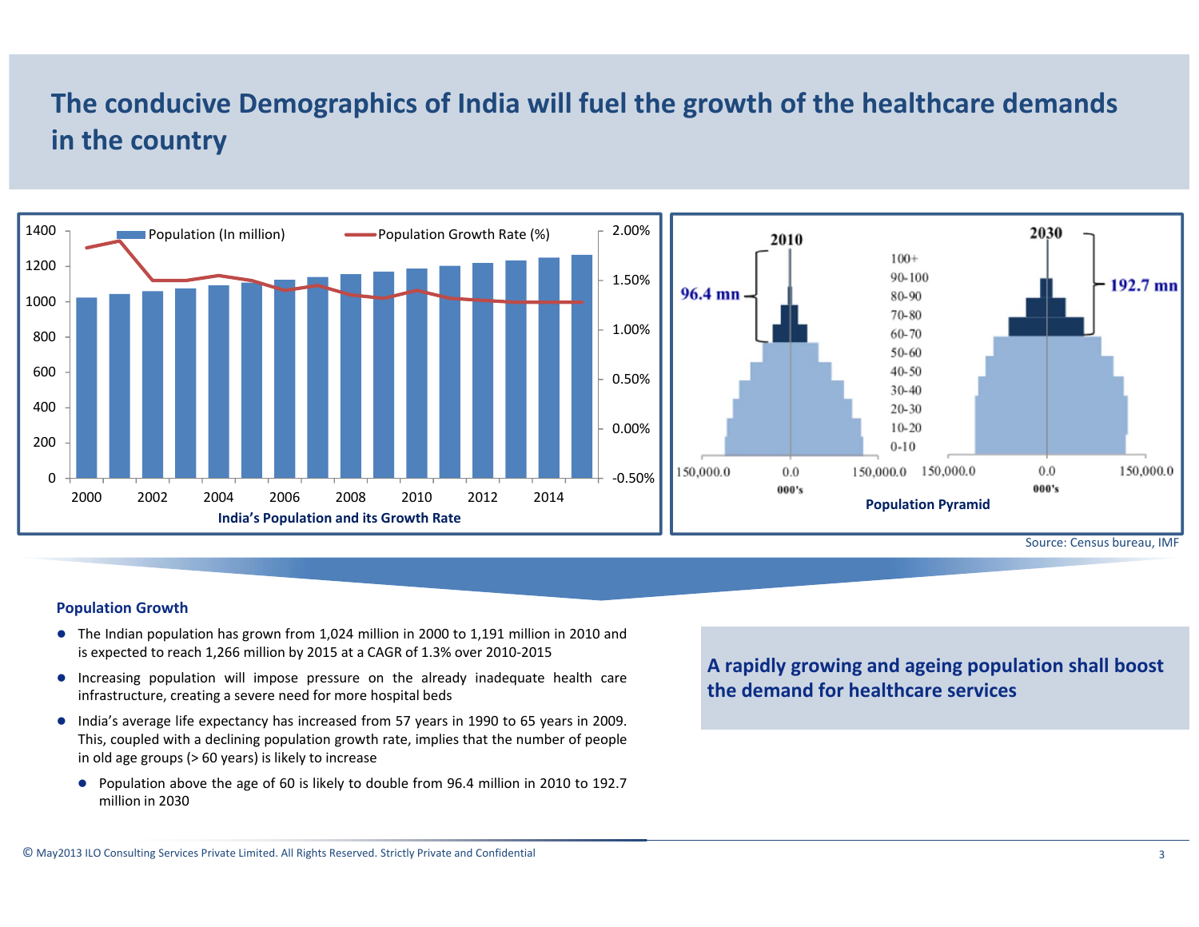# The conducive Demographics of India will fuel the growth of the healthcare demands in the country

India's Population and its Growth Rate

Population Pyramid

Source: Census bureau, IMF

### Population Growth

- The Indian population has grown from 1,024 million in 2000 to 1,191 million in 2010 and is expected to reach 1,266 million by 2015 at a CAGR of 1.3% over 2010-2015
- Increasing population will impose pressure on the already inadequate health care infrastructure, creating a severe need for more hospital beds
- India's average life expectancy has increased from 57 years in 1990 to 65 years in 2009. This, coupled with a declining population growth rate, implies that the number of people in old age groups (> 60 years) is likely to increase
  - Population above the age of 60 is likely to double from 96.4 million in 2010 to 192.7 million in 2030

**A rapidly growing and ageing population shall boost the demand for healthcare services**

© May2013 ILO Consulting Services Private Limited. All Rights Reserved. Strictly Private and Confidential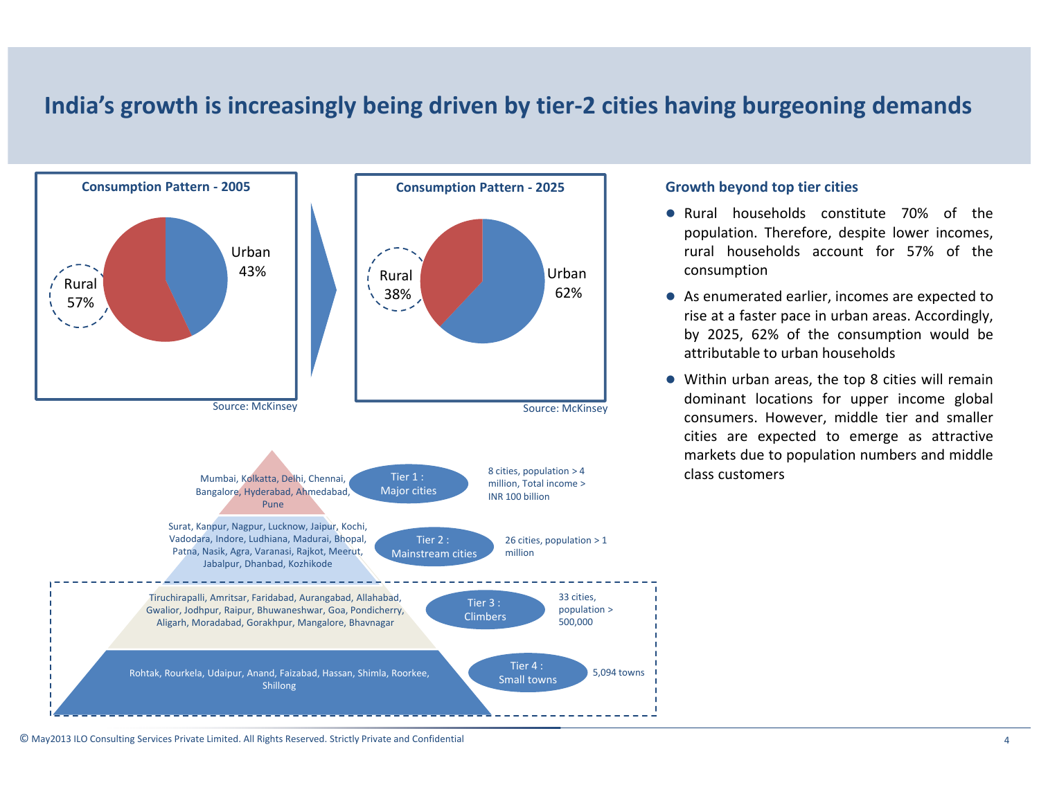# India's growth is increasingly being driven by tier-2 cities having burgeoning demands

**Consumption Pattern - 2005**

Rural 57%

Urban 43%

Source: McKinsey

**Consumption Pattern - 2025**

Rural 38%

Urban 62%

Source: McKinsey

| Cities | Tier | Description |
| --- | --- | --- |
| Mumbai, Kolkatta, Delhi, Chennai, Bangalore, Hyderabad, Ahmedabad, Pune | Tier 1 : Major cities | 8 cities, population > 4 million, Total income > INR 100 billion |
| Surat, Kanpur, Nagpur, Lucknow, Jaipur, Kochi, Vadodara, Indore, Ludhiana, Madurai, Bhopal, Patna, Nasik, Agra, Varanasi, Rajkot, Meerut, Jabalpur, Dhanbad, Kozhikode | Tier 2 : Mainstream cities | 26 cities, population > 1 million |
| Tiruchirapalli, Amritsar, Faridabad, Aurangabad, Allahabad, Gwalior, Jodhpur, Raipur, Bhuwaneshwar, Goa, Pondicherry, Aligarh, Moradabad, Gorakhpur, Mangalore, Bhavnagar | Tier 3 : Climbers | 33 cities, population > 500,000 |
| Rohtak, Rourkela, Udaipur, Anand, Faizabad, Hassan, Shimla, Roorkee, Shillong | Tier 4 : Small towns | 5,094 towns |

### Growth beyond top tier cities

- Rural households constitute 70% of the population. Therefore, despite lower incomes, rural households account for 57% of the consumption
- As enumerated earlier, incomes are expected to rise at a faster pace in urban areas. Accordingly, by 2025, 62% of the consumption would be attributable to urban households
- Within urban areas, the top 8 cities will remain dominant locations for upper income global consumers. However, middle tier and smaller cities are expected to emerge as attractive markets due to population numbers and middle class customers

© May2013 ILO Consulting Services Private Limited. All Rights Reserved. Strictly Private and Confidential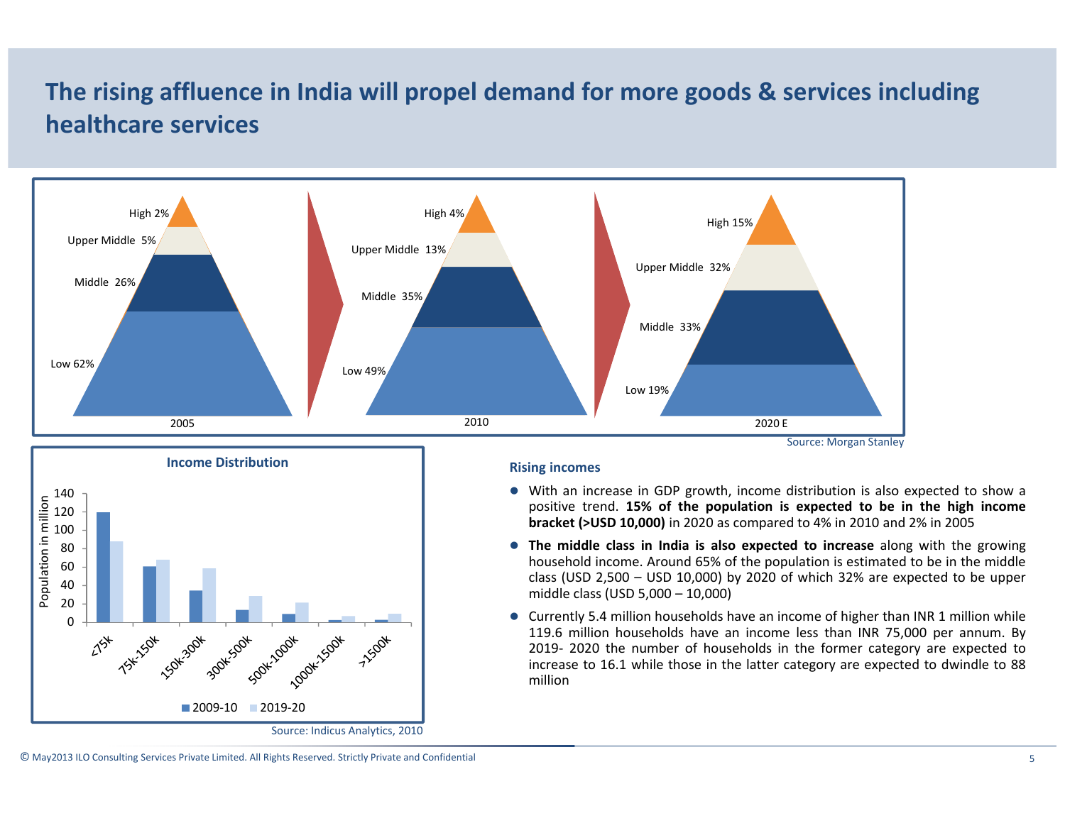# The rising affluence in India will propel demand for more goods & services including healthcare services

| Segment | 2005 | 2010 | 2020 E |
|---|---|---|---|
| High | 2% | 4% | 15% |
| Upper Middle | 5% | 13% | 32% |
| Middle | 26% | 35% | 33% |
| Low | 62% | 49% | 19% |

Source: Morgan Stanley

**Income Distribution**

Population in million

| Income bracket | 2009-10 | 2019-20 |
|---|---|---|
| <75k | 120 | 88 |
| 75k-150k | 61 | 68 |
| 150k-300k | 35 | 59 |
| 300k-500k | 14 | 29 |
| 500k-1000k | 9 | 22 |
| 1000k-1500k | 3 | 7 |
| >1500k | 3 | 10 |

Source: Indicus Analytics, 2010

### Rising incomes

- With an increase in GDP growth, income distribution is also expected to show a positive trend. **15% of the population is expected to be in the high income bracket (>USD 10,000)** in 2020 as compared to 4% in 2010 and 2% in 2005
- **The middle class in India is also expected to increase** along with the growing household income. Around 65% of the population is estimated to be in the middle class (USD 2,500 – USD 10,000) by 2020 of which 32% are expected to be upper middle class (USD 5,000 – 10,000)
- Currently 5.4 million households have an income of higher than INR 1 million while 119.6 million households have an income less than INR 75,000 per annum. By 2019- 2020 the number of households in the former category are expected to increase to 16.1 while those in the latter category are expected to dwindle to 88 million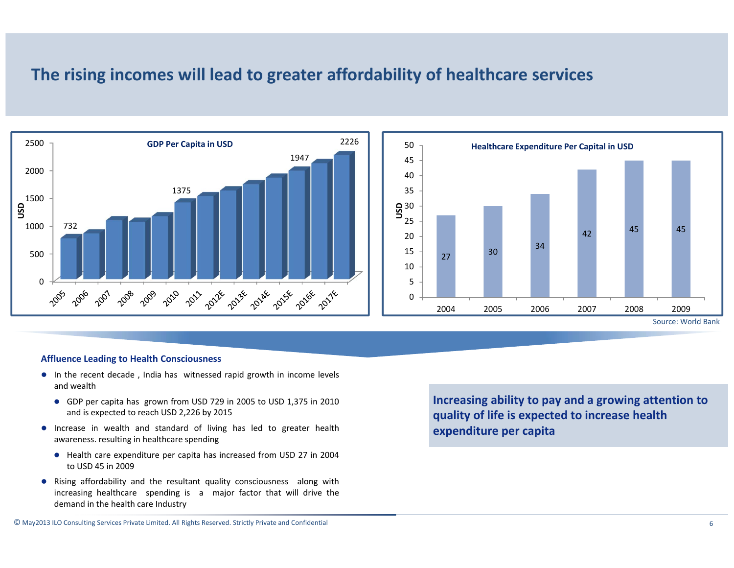# The rising incomes will lead to greater affordability of healthcare services

**GDP Per Capita in USD**

| Year | USD |
|---|---|
| 2005 | 732 |
| 2010 | 1375 |
| 2015E | 1947 |
| 2017E | 2226 |

**Healthcare Expenditure Per Capital in USD**

| Year | USD |
|---|---|
| 2004 | 27 |
| 2005 | 30 |
| 2006 | 34 |
| 2007 | 42 |
| 2008 | 45 |
| 2009 | 45 |

Source: World Bank

### Affluence Leading to Health Consciousness

- In the recent decade , India has witnessed rapid growth in income levels and wealth
  - GDP per capita has grown from USD 729 in 2005 to USD 1,375 in 2010 and is expected to reach USD 2,226 by 2015
- Increase in wealth and standard of living has led to greater health awareness. resulting in healthcare spending
  - Health care expenditure per capita has increased from USD 27 in 2004 to USD 45 in 2009
- Rising affordability and the resultant quality consciousness along with increasing healthcare spending is a major factor that will drive the demand in the health care Industry

**Increasing ability to pay and a growing attention to quality of life is expected to increase health expenditure per capita**

© May2013 ILO Consulting Services Private Limited. All Rights Reserved. Strictly Private and Confidential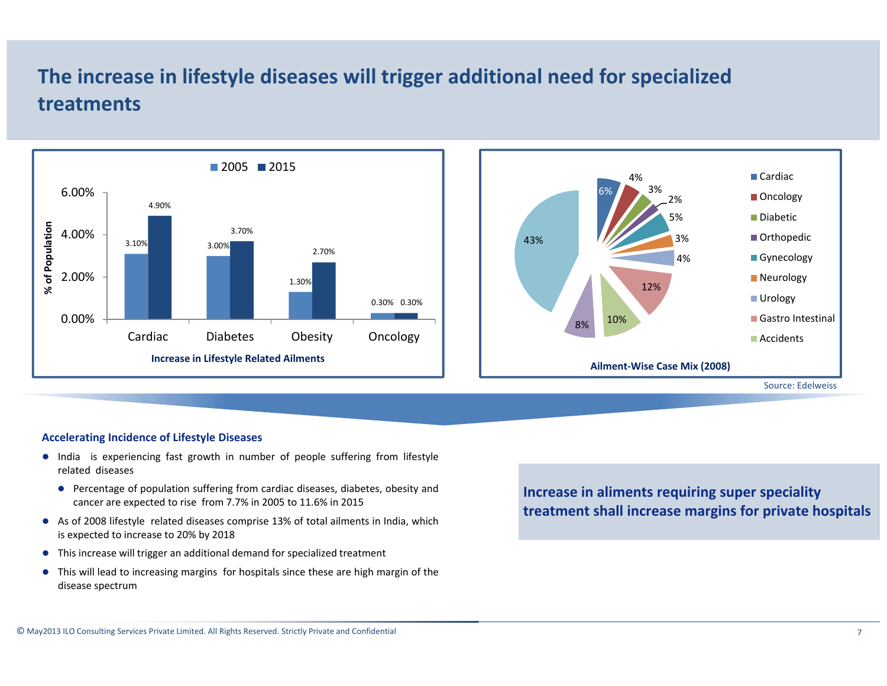# The increase in lifestyle diseases will trigger additional need for specialized treatments

**Increase in Lifestyle Related Ailments**

| % of Population | 2005 | 2015 |
|---|---|---|
| Cardiac | 3.10% | 4.90% |
| Diabetes | 3.00% | 3.70% |
| Obesity | 1.30% | 2.70% |
| Oncology | 0.30% | 0.30% |

**Ailment-Wise Case Mix (2008)**

| Ailment | Share |
|---|---|
| Cardiac | 6% |
| Oncology | 4% |
| Diabetic | 3% |
| Orthopedic | 2% |
| Gynecology | 5% |
| Neurology | 3% |
| Urology | 4% |
| Gastro Intestinal | 12% |
| Accidents | 10% |
| | 8% |
| | 43% |

Source: Edelweiss

### Accelerating Incidence of Lifestyle Diseases

- India is experiencing fast growth in number of people suffering from lifestyle related diseases
  - Percentage of population suffering from cardiac diseases, diabetes, obesity and cancer are expected to rise from 7.7% in 2005 to 11.6% in 2015
- As of 2008 lifestyle related diseases comprise 13% of total ailments in India, which is expected to increase to 20% by 2018
- This increase will trigger an additional demand for specialized treatment
- This will lead to increasing margins for hospitals since these are high margin of the disease spectrum

**Increase in aliments requiring super speciality treatment shall increase margins for private hospitals**

© May2013 ILO Consulting Services Private Limited. All Rights Reserved. Strictly Private and Confidential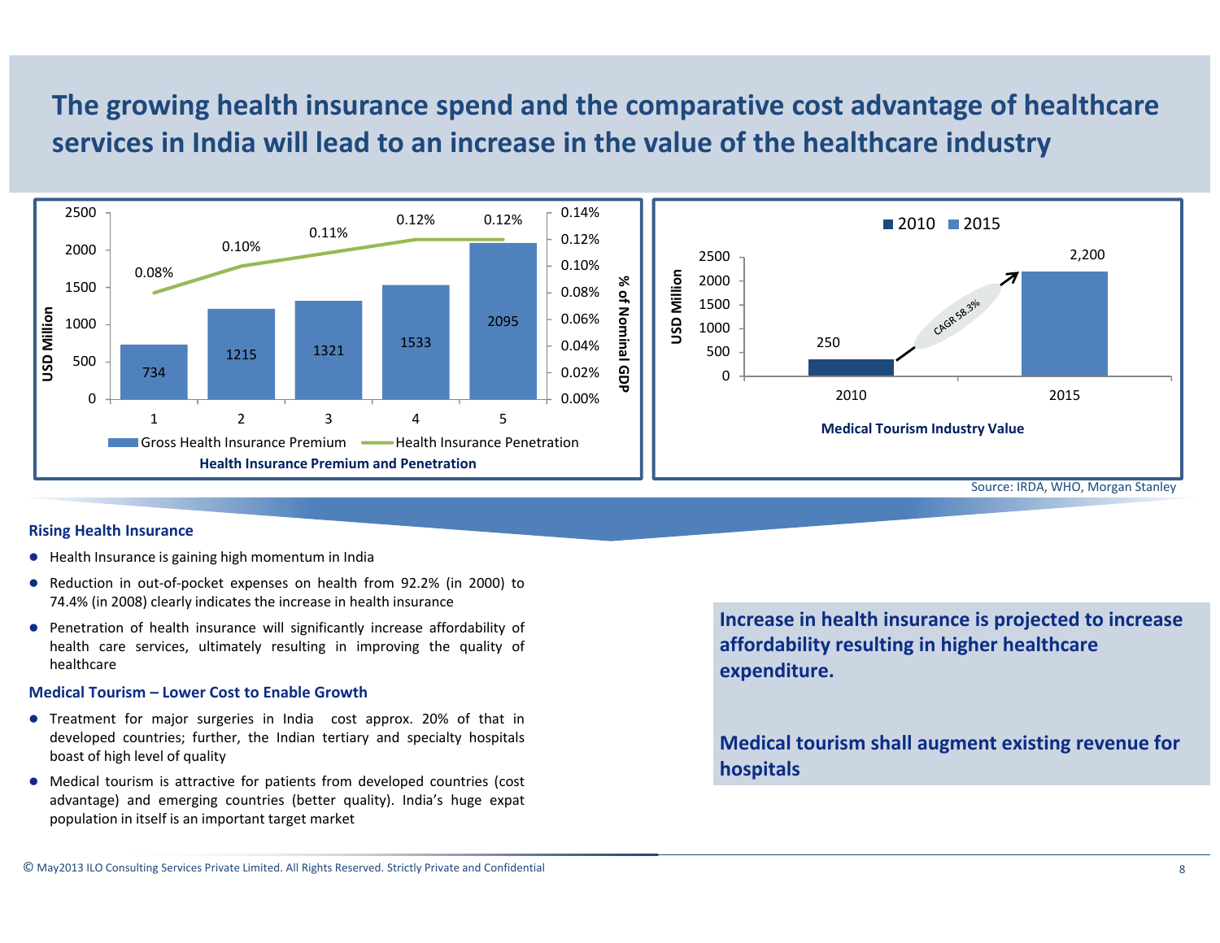# The growing health insurance spend and the comparative cost advantage of healthcare services in India will lead to an increase in the value of the healthcare industry

**Health Insurance Premium and Penetration**

| | 1 | 2 | 3 | 4 | 5 |
|---|---|---|---|---|---|
| Gross Health Insurance Premium (USD Million) | 734 | 1215 | 1321 | 1533 | 2095 |
| Health Insurance Penetration (% of Nominal GDP) | 0.08% | 0.10% | 0.11% | 0.12% | 0.12% |

**Medical Tourism Industry Value**

| | 2010 | 2015 |
|---|---|---|
| USD Million | 250 | 2,200 |

CAGR 58.3%

Source: IRDA, WHO, Morgan Stanley

**Rising Health Insurance**

- Health Insurance is gaining high momentum in India
- Reduction in out-of-pocket expenses on health from 92.2% (in 2000) to 74.4% (in 2008) clearly indicates the increase in health insurance
- Penetration of health insurance will significantly increase affordability of health care services, ultimately resulting in improving the quality of healthcare

**Medical Tourism – Lower Cost to Enable Growth**

- Treatment for major surgeries in India cost approx. 20% of that in developed countries; further, the Indian tertiary and specialty hospitals boast of high level of quality
- Medical tourism is attractive for patients from developed countries (cost advantage) and emerging countries (better quality). India's huge expat population in itself is an important target market

**Increase in health insurance is projected to increase affordability resulting in higher healthcare expenditure.**

**Medical tourism shall augment existing revenue for hospitals**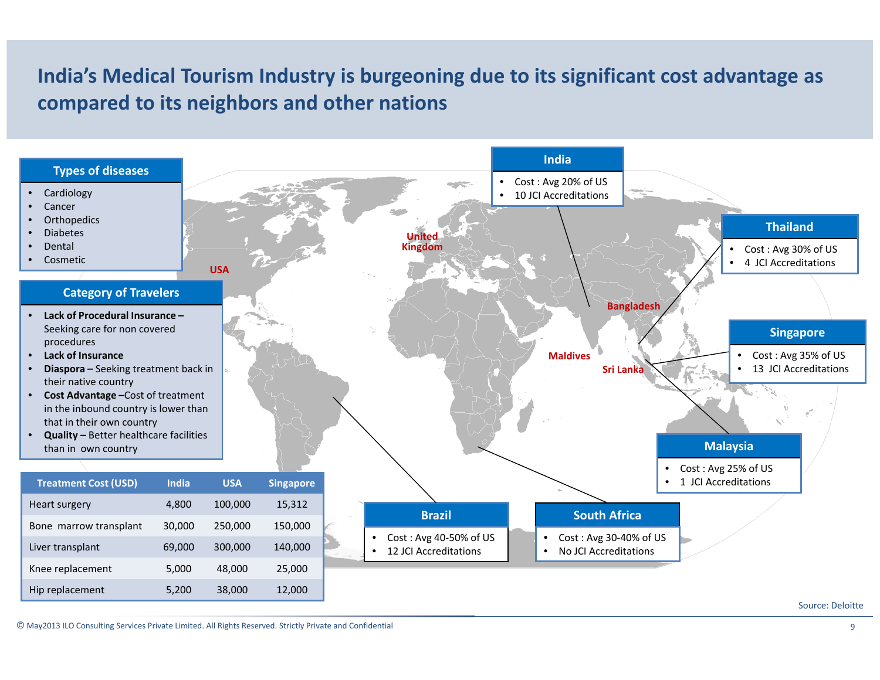# India's Medical Tourism Industry is burgeoning due to its significant cost advantage as compared to its neighbors and other nations

### Types of diseases

- Cardiology
- Cancer
- Orthopedics
- Diabetes
- Dental
- Cosmetic

### Category of Travelers

- **Lack of Procedural Insurance –** Seeking care for non covered procedures
- **Lack of Insurance**
- **Diaspora –** Seeking treatment back in their native country
- **Cost Advantage –**Cost of treatment in the inbound country is lower than that in their own country
- **Quality –** Better healthcare facilities than in own country

| Treatment Cost (USD) | India | USA | Singapore |
|---|---|---|---|
| Heart surgery | 4,800 | 100,000 | 15,312 |
| Bone marrow transplant | 30,000 | 250,000 | 150,000 |
| Liver transplant | 69,000 | 300,000 | 140,000 |
| Knee replacement | 5,000 | 48,000 | 25,000 |
| Hip replacement | 5,200 | 38,000 | 12,000 |

### India

- Cost : Avg 20% of US
- 10 JCI Accreditations

### Thailand

- Cost : Avg 30% of US
- 4 JCI Accreditations

### Singapore

- Cost : Avg 35% of US
- 13 JCI Accreditations

### Malaysia

- Cost : Avg 25% of US
- 1 JCI Accreditations

### Brazil

- Cost : Avg 40-50% of US
- 12 JCI Accreditations

### South Africa

- Cost : Avg 30-40% of US
- No JCI Accreditations

USA, United Kingdom, Bangladesh, Maldives, Sri Lanka

Source: Deloitte

© May2013 ILO Consulting Services Private Limited. All Rights Reserved. Strictly Private and Confidential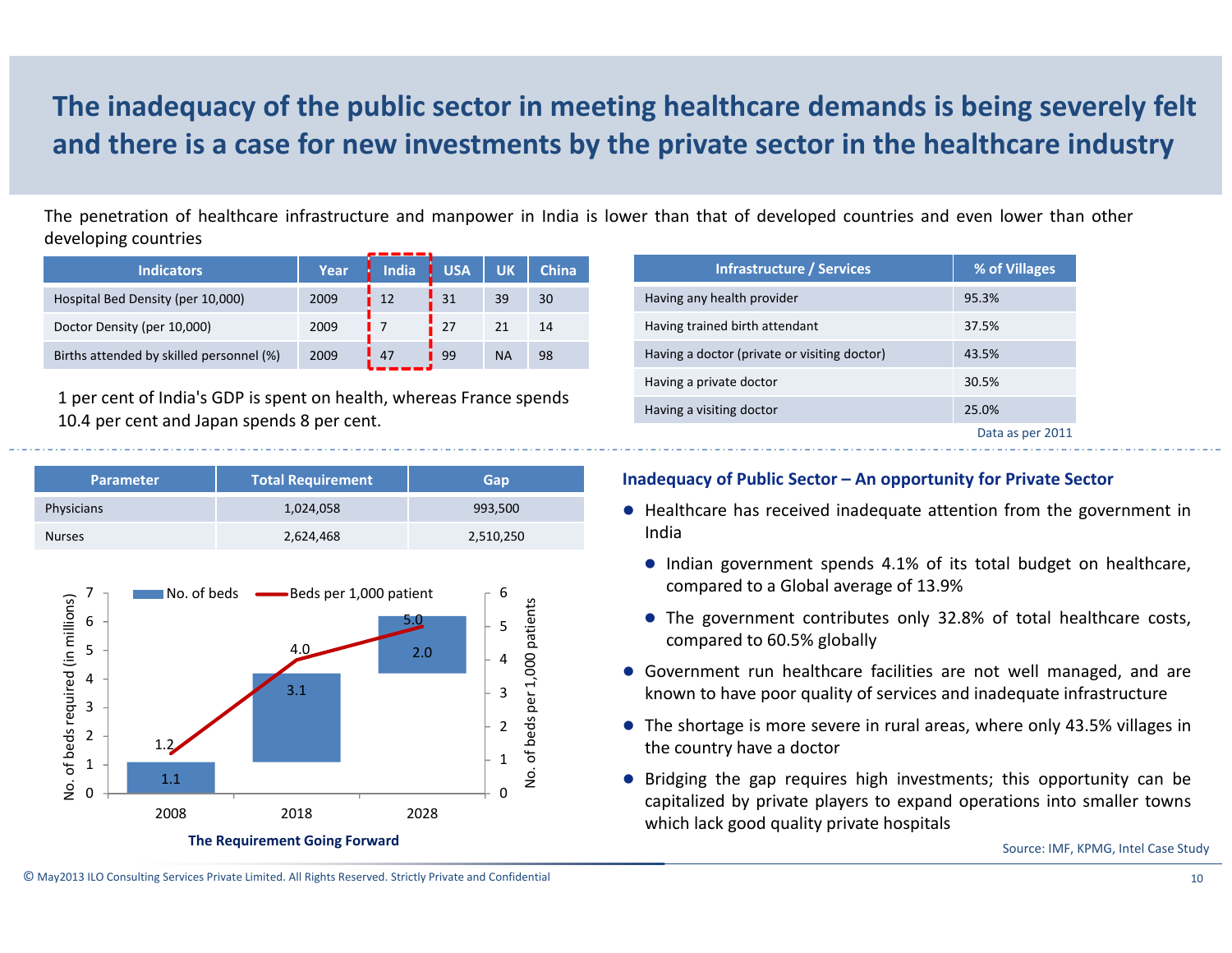# The inadequacy of the public sector in meeting healthcare demands is being severely felt and there is a case for new investments by the private sector in the healthcare industry

The penetration of healthcare infrastructure and manpower in India is lower than that of developed countries and even lower than other developing countries

| Indicators | Year | India | USA | UK | China |
|---|---|---|---|---|---|
| Hospital Bed Density (per 10,000) | 2009 | 12 | 31 | 39 | 30 |
| Doctor Density (per 10,000) | 2009 | 7 | 27 | 21 | 14 |
| Births attended by skilled personnel (%) | 2009 | 47 | 99 | NA | 98 |

1 per cent of India's GDP is spent on health, whereas France spends 10.4 per cent and Japan spends 8 per cent.

| Infrastructure / Services | % of Villages |
|---|---|
| Having any health provider | 95.3% |
| Having trained birth attendant | 37.5% |
| Having a doctor (private or visiting doctor) | 43.5% |
| Having a private doctor | 30.5% |
| Having a visiting doctor | 25.0% |

Data as per 2011

| Parameter | Total Requirement | Gap |
|---|---|---|
| Physicians | 1,024,058 | 993,500 |
| Nurses | 2,624,468 | 2,510,250 |

| Year | No. of beds (in millions) | Beds per 1,000 patient |
|---|---|---|
| 2008 | 1.1 | 1.2 |
| 2018 | 3.1 | 4.0 |
| 2028 | 2.0 | 5.0 |

The Requirement Going Forward

## Inadequacy of Public Sector – An opportunity for Private Sector

- Healthcare has received inadequate attention from the government in India
  - Indian government spends 4.1% of its total budget on healthcare, compared to a Global average of 13.9%
  - The government contributes only 32.8% of total healthcare costs, compared to 60.5% globally
- Government run healthcare facilities are not well managed, and are known to have poor quality of services and inadequate infrastructure
- The shortage is more severe in rural areas, where only 43.5% villages in the country have a doctor
- Bridging the gap requires high investments; this opportunity can be capitalized by private players to expand operations into smaller towns which lack good quality private hospitals

Source: IMF, KPMG, Intel Case Study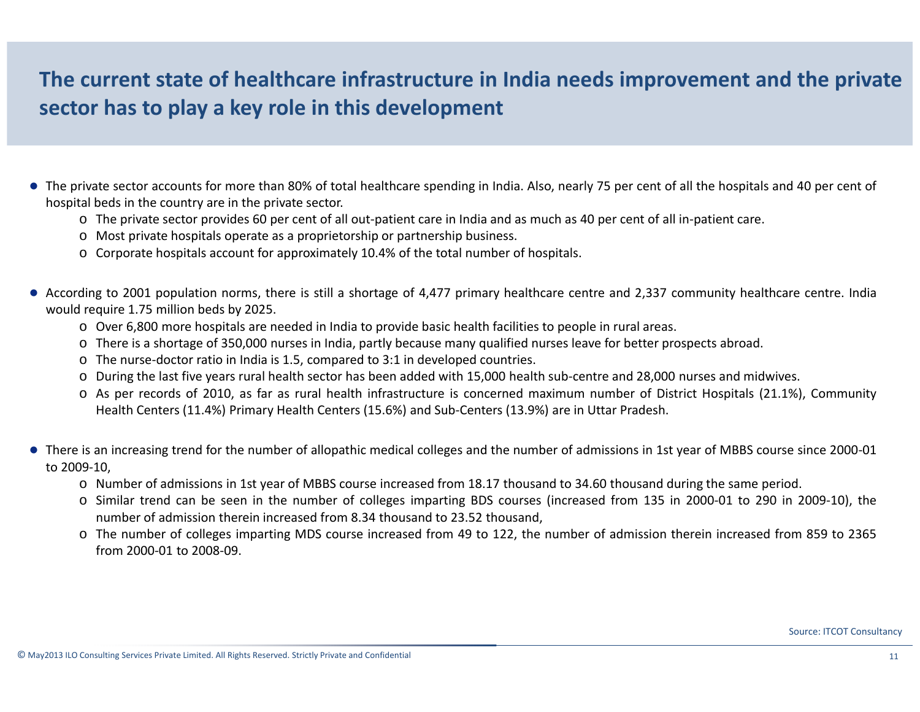# The current state of healthcare infrastructure in India needs improvement and the private sector has to play a key role in this development

- The private sector accounts for more than 80% of total healthcare spending in India. Also, nearly 75 per cent of all the hospitals and 40 per cent of hospital beds in the country are in the private sector.
  - The private sector provides 60 per cent of all out-patient care in India and as much as 40 per cent of all in-patient care.
  - Most private hospitals operate as a proprietorship or partnership business.
  - Corporate hospitals account for approximately 10.4% of the total number of hospitals.

- According to 2001 population norms, there is still a shortage of 4,477 primary healthcare centre and 2,337 community healthcare centre. India would require 1.75 million beds by 2025.
  - Over 6,800 more hospitals are needed in India to provide basic health facilities to people in rural areas.
  - There is a shortage of 350,000 nurses in India, partly because many qualified nurses leave for better prospects abroad.
  - The nurse-doctor ratio in India is 1.5, compared to 3:1 in developed countries.
  - During the last five years rural health sector has been added with 15,000 health sub-centre and 28,000 nurses and midwives.
  - As per records of 2010, as far as rural health infrastructure is concerned maximum number of District Hospitals (21.1%), Community Health Centers (11.4%) Primary Health Centers (15.6%) and Sub-Centers (13.9%) are in Uttar Pradesh.

- There is an increasing trend for the number of allopathic medical colleges and the number of admissions in 1st year of MBBS course since 2000-01 to 2009-10,
  - Number of admissions in 1st year of MBBS course increased from 18.17 thousand to 34.60 thousand during the same period.
  - Similar trend can be seen in the number of colleges imparting BDS courses (increased from 135 in 2000-01 to 290 in 2009-10), the number of admission therein increased from 8.34 thousand to 23.52 thousand,
  - The number of colleges imparting MDS course increased from 49 to 122, the number of admission therein increased from 859 to 2365 from 2000-01 to 2008-09.

Source: ITCOT Consultancy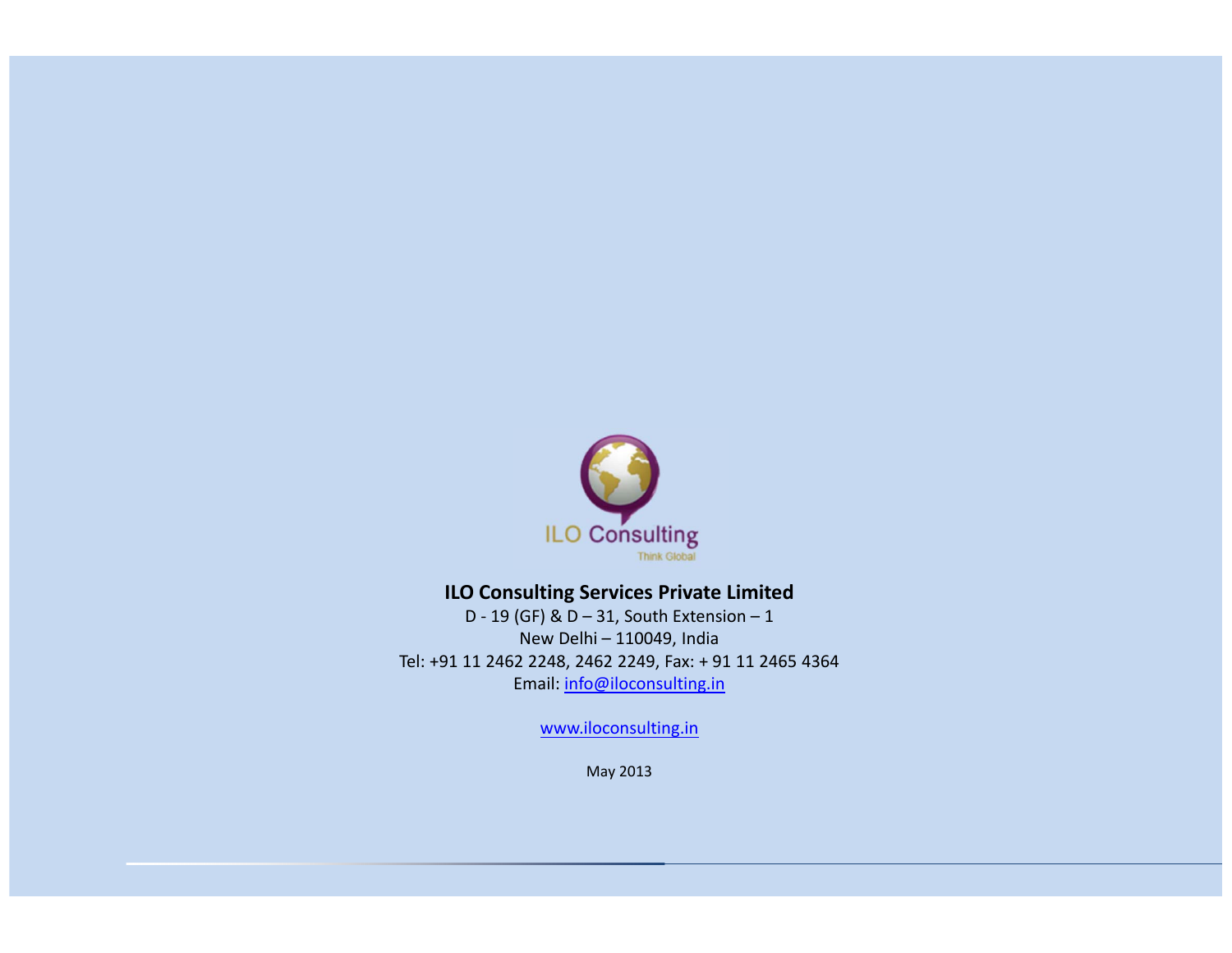ILO Consulting

Think Global

**ILO Consulting Services Private Limited**

D - 19 (GF) & D – 31, South Extension – 1

New Delhi – 110049, India

Tel: +91 11 2462 2248, 2462 2249, Fax: + 91 11 2465 4364

Email: info@iloconsulting.in

www.iloconsulting.in

May 2013